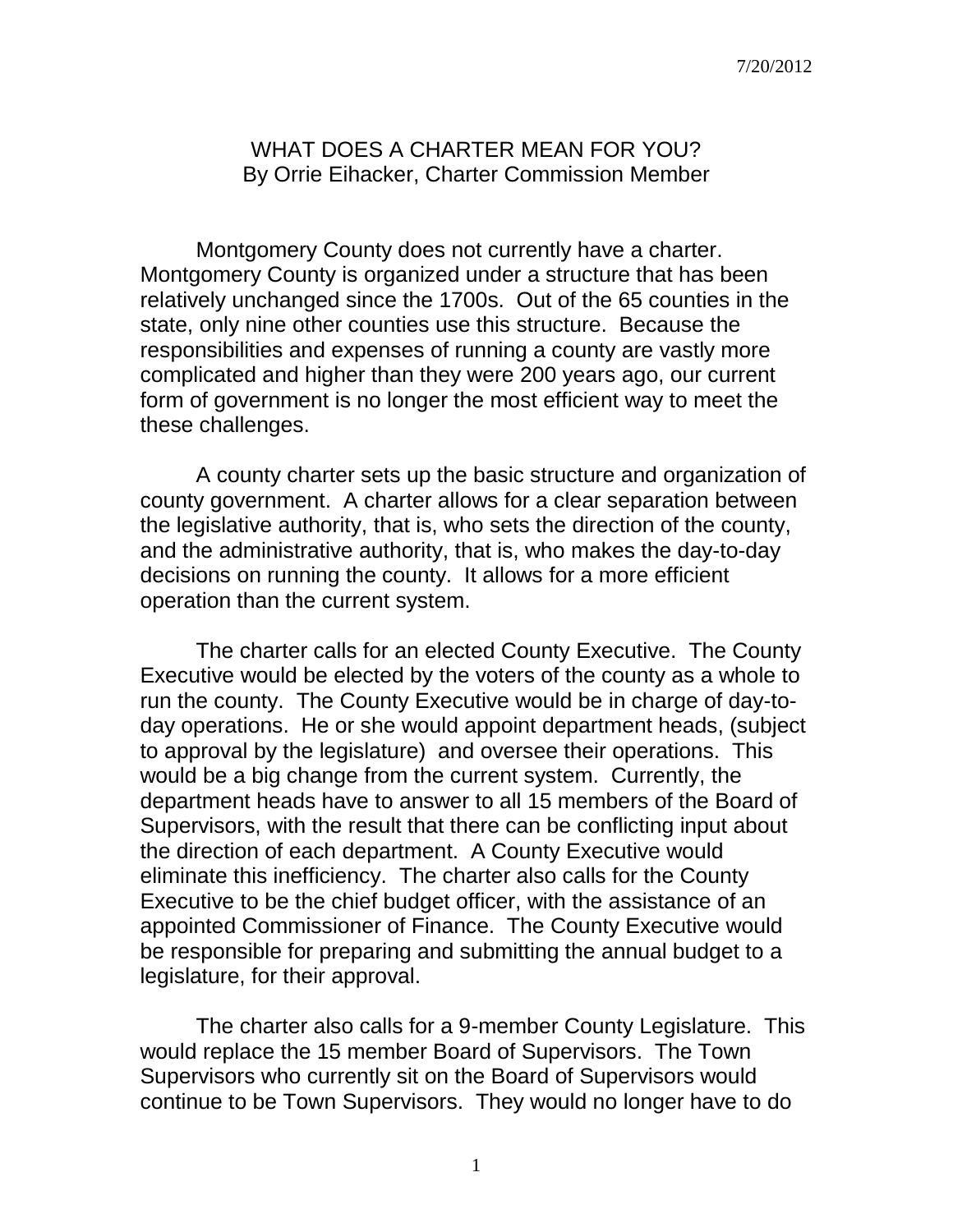7/20/2012

# WHAT DOES A CHARTER MEAN FOR YOU?
By Orrie Eihacker, Charter Commission Member

Montgomery County does not currently have a charter. Montgomery County is organized under a structure that has been relatively unchanged since the 1700s. Out of the 65 counties in the state, only nine other counties use this structure. Because the responsibilities and expenses of running a county are vastly more complicated and higher than they were 200 years ago, our current form of government is no longer the most efficient way to meet the these challenges.

A county charter sets up the basic structure and organization of county government. A charter allows for a clear separation between the legislative authority, that is, who sets the direction of the county, and the administrative authority, that is, who makes the day-to-day decisions on running the county. It allows for a more efficient operation than the current system.

The charter calls for an elected County Executive. The County Executive would be elected by the voters of the county as a whole to run the county. The County Executive would be in charge of day-to-day operations. He or she would appoint department heads, (subject to approval by the legislature) and oversee their operations. This would be a big change from the current system. Currently, the department heads have to answer to all 15 members of the Board of Supervisors, with the result that there can be conflicting input about the direction of each department. A County Executive would eliminate this inefficiency. The charter also calls for the County Executive to be the chief budget officer, with the assistance of an appointed Commissioner of Finance. The County Executive would be responsible for preparing and submitting the annual budget to a legislature, for their approval.

The charter also calls for a 9-member County Legislature. This would replace the 15 member Board of Supervisors. The Town Supervisors who currently sit on the Board of Supervisors would continue to be Town Supervisors. They would no longer have to do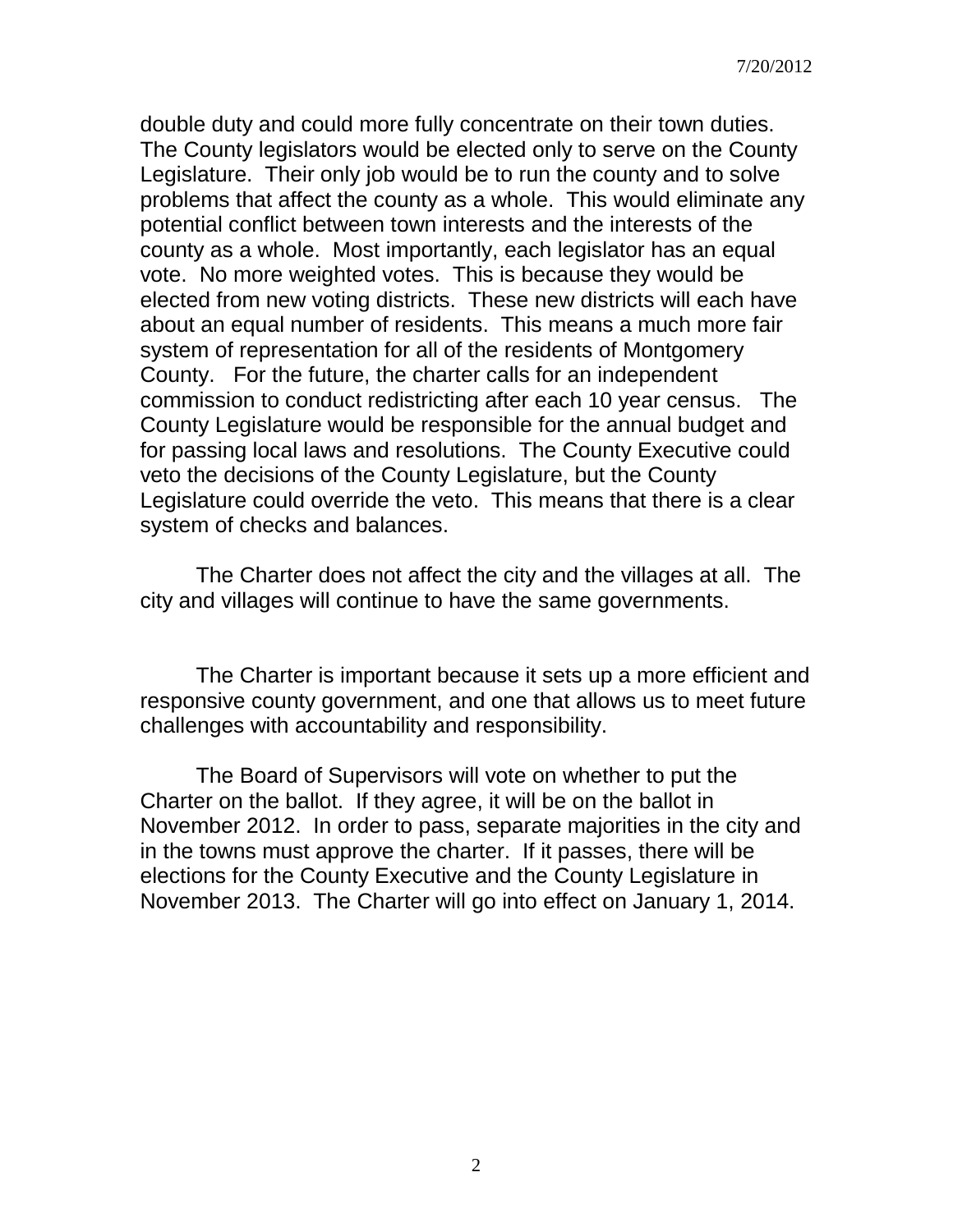double duty and could more fully concentrate on their town duties. The County legislators would be elected only to serve on the County Legislature. Their only job would be to run the county and to solve problems that affect the county as a whole. This would eliminate any potential conflict between town interests and the interests of the county as a whole. Most importantly, each legislator has an equal vote. No more weighted votes. This is because they would be elected from new voting districts. These new districts will each have about an equal number of residents. This means a much more fair system of representation for all of the residents of Montgomery County. For the future, the charter calls for an independent commission to conduct redistricting after each 10 year census. The County Legislature would be responsible for the annual budget and for passing local laws and resolutions. The County Executive could veto the decisions of the County Legislature, but the County Legislature could override the veto. This means that there is a clear system of checks and balances.

The Charter does not affect the city and the villages at all. The city and villages will continue to have the same governments.

The Charter is important because it sets up a more efficient and responsive county government, and one that allows us to meet future challenges with accountability and responsibility.

The Board of Supervisors will vote on whether to put the Charter on the ballot. If they agree, it will be on the ballot in November 2012. In order to pass, separate majorities in the city and in the towns must approve the charter. If it passes, there will be elections for the County Executive and the County Legislature in November 2013. The Charter will go into effect on January 1, 2014.